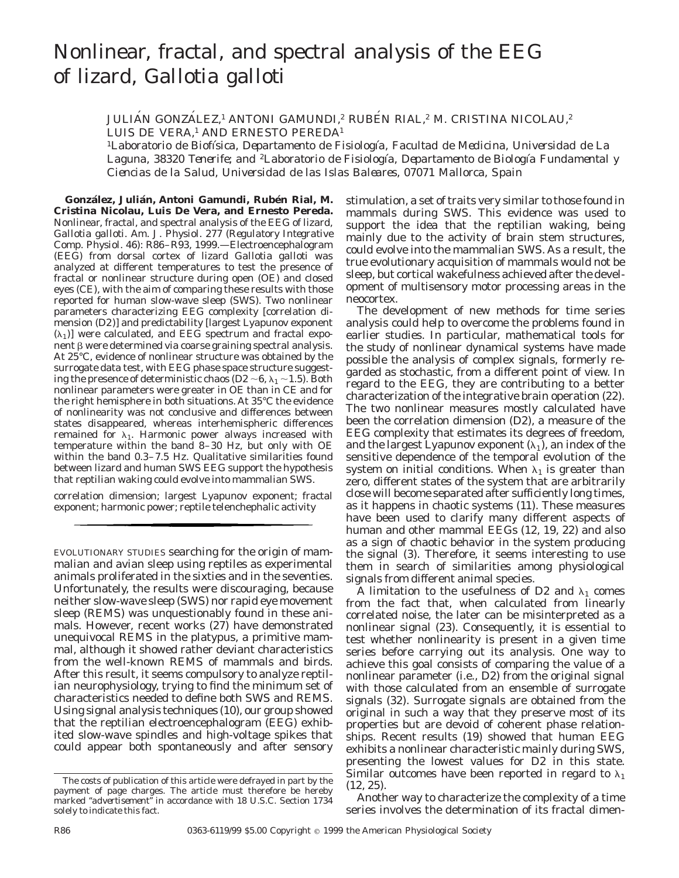# Nonlinear, fractal, and spectral analysis of the EEG of lizard, *Gallotia galloti*

JULIÁN GONZÁLEZ,[1] ANTONI GAMUNDI,[2] RUBÉN RIAL,[2] M. CRISTINA NICOLAU,[2] LUIS DE VERA,[1] AND ERNESTO PEREDA[1]

[1]*Laboratorio de Biofísica, Departamento de Fisiología, Facultad de Medicina, Universidad de La Laguna, 38320 Tenerife; and* [2]*Laboratorio de Fisiología, Departamento de Biología Fundamental y Ciencias de la Salud, Universidad de las Islas Baleares, 07071 Mallorca, Spain*

**González, Julián, Antoni Gamundi, Rubén Rial, M. Cristina Nicolau, Luis De Vera, and Ernesto Pereda.** Nonlinear, fractal, and spectral analysis of the EEG of lizard, *Gallotia galloti*. *Am. J. Physiol.* 277 (*Regulatory Integrative Comp. Physiol.* 46): R86–R93, 1999.—Electroencephalogram (EEG) from dorsal cortex of lizard *Gallotia galloti* was analyzed at different temperatures to test the presence of fractal or nonlinear structure during open (OE) and closed eyes (CE), with the aim of comparing these results with those reported for human slow-wave sleep (SWS). Two nonlinear parameters characterizing EEG complexity [correlation dimension (D2)] and predictability [largest Lyapunov exponent ($\lambda_1$)] were calculated, and EEG spectrum and fractal exponent $\beta$ were determined via coarse graining spectral analysis. At 25°C, evidence of nonlinear structure was obtained by the surrogate data test, with EEG phase space structure suggesting the presence of deterministic chaos (D2 ~6, $\lambda_1$ ~1.5). Both nonlinear parameters were greater in OE than in CE and for the right hemisphere in both situations. At 35°C the evidence of nonlinearity was not conclusive and differences between states disappeared, whereas interhemispheric differences remained for $\lambda_1$. Harmonic power always increased with temperature within the band 8–30 Hz, but only with OE within the band 0.3–7.5 Hz. Qualitative similarities found between lizard and human SWS EEG support the hypothesis that reptilian waking could evolve into mammalian SWS.

correlation dimension; largest Lyapunov exponent; fractal exponent; harmonic power; reptile telenchephalic activity

EVOLUTIONARY STUDIES searching for the origin of mammalian and avian sleep using reptiles as experimental animals proliferated in the sixties and in the seventies. Unfortunately, the results were discouraging, because neither slow-wave sleep (SWS) nor rapid eye movement sleep (REMS) was unquestionably found in these animals. However, recent works (27) have demonstrated unequivocal REMS in the platypus, a primitive mammal, although it showed rather deviant characteristics from the well-known REMS of mammals and birds. After this result, it seems compulsory to analyze reptilian neurophysiology, trying to find the minimum set of characteristics needed to define both SWS and REMS. Using signal analysis techniques (10), our group showed that the reptilian electroencephalogram (EEG) exhibited slow-wave spindles and high-voltage spikes that could appear both spontaneously and after sensory stimulation, a set of traits very similar to those found in mammals during SWS. This evidence was used to support the idea that the reptilian waking, being mainly due to the activity of brain stem structures, could evolve into the mammalian SWS. As a result, the true evolutionary acquisition of mammals would not be sleep, but cortical wakefulness achieved after the development of multisensory motor processing areas in the neocortex.

The development of new methods for time series analysis could help to overcome the problems found in earlier studies. In particular, mathematical tools for the study of nonlinear dynamical systems have made possible the analysis of complex signals, formerly regarded as stochastic, from a different point of view. In regard to the EEG, they are contributing to a better characterization of the integrative brain operation (22). The two nonlinear measures mostly calculated have been the correlation dimension (D2), a measure of the EEG complexity that estimates its degrees of freedom, and the largest Lyapunov exponent ($\lambda_1$), an index of the sensitive dependence of the temporal evolution of the system on initial conditions. When $\lambda_1$ is greater than zero, different states of the system that are arbitrarily close will become separated after sufficiently long times, as it happens in chaotic systems (11). These measures have been used to clarify many different aspects of human and other mammal EEGs (12, 19, 22) and also as a sign of chaotic behavior in the system producing the signal (3). Therefore, it seems interesting to use them in search of similarities among physiological signals from different animal species.

A limitation to the usefulness of D2 and $\lambda_1$ comes from the fact that, when calculated from linearly correlated noise, the later can be misinterpreted as a nonlinear signal (23). Consequently, it is essential to test whether nonlinearity is present in a given time series before carrying out its analysis. One way to achieve this goal consists of comparing the value of a nonlinear parameter (i.e., D2) from the original signal with those calculated from an ensemble of surrogate signals (32). Surrogate signals are obtained from the original in such a way that they preserve most of its properties but are devoid of coherent phase relationships. Recent results (19) showed that human EEG exhibits a nonlinear characteristic mainly during SWS, presenting the lowest values for D2 in this state. Similar outcomes have been reported in regard to $\lambda_1$ (12, 25).

Another way to characterize the complexity of a time series involves the determination of its fractal dimen-

The costs of publication of this article were defrayed in part by the payment of page charges. The article must therefore be hereby marked "advertisement" in accordance with 18 U.S.C. Section 1734 solely to indicate this fact.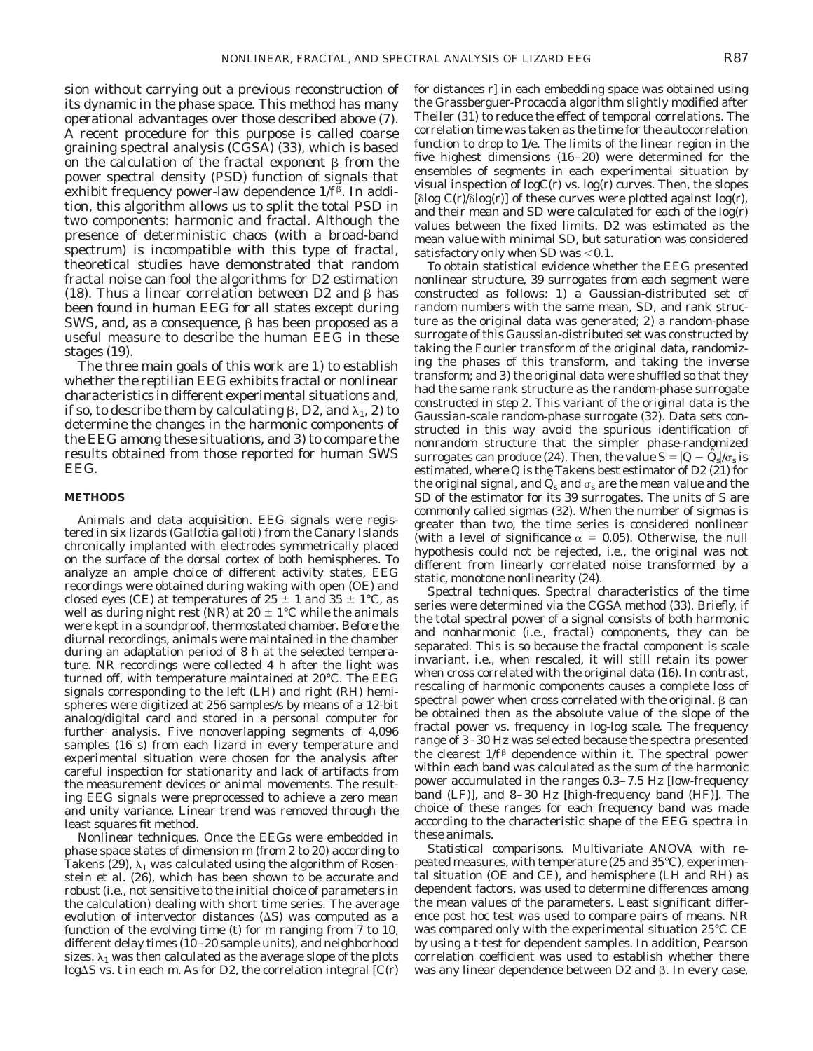sion without carrying out a previous reconstruction of its dynamic in the phase space. This method has many operational advantages over those described above (7). A recent procedure for this purpose is called coarse graining spectral analysis (CGSA) (33), which is based on the calculation of the fractal exponent $\beta$ from the power spectral density (PSD) function of signals that exhibit frequency power-law dependence $1/f^{\beta}$. In addition, this algorithm allows us to split the total PSD in two components: harmonic and fractal. Although the presence of deterministic chaos (with a broad-band spectrum) is incompatible with this type of fractal, theoretical studies have demonstrated that random fractal noise can fool the algorithms for D2 estimation (18). Thus a linear correlation between D2 and $\beta$ has been found in human EEG for all states except during SWS, and, as a consequence, $\beta$ has been proposed as a useful measure to describe the human EEG in these stages (19).

The three main goals of this work are 1) to establish whether the reptilian EEG exhibits fractal or nonlinear characteristics in different experimental situations and, if so, to describe them by calculating $\beta$, D2, and $\lambda_1$, 2) to determine the changes in the harmonic components of the EEG among these situations, and 3) to compare the results obtained from those reported for human SWS EEG.

## METHODS

*Animals and data acquisition.* EEG signals were registered in six lizards (*Gallotia galloti*) from the Canary Islands chronically implanted with electrodes symmetrically placed on the surface of the dorsal cortex of both hemispheres. To analyze an ample choice of different activity states, EEG recordings were obtained during waking with open (OE) and closed eyes (CE) at temperatures of 25 ± 1 and 35 ± 1°C, as well as during night rest (NR) at 20 ± 1°C while the animals were kept in a soundproof, thermostated chamber. Before the diurnal recordings, animals were maintained in the chamber during an adaptation period of 8 h at the selected temperature. NR recordings were collected 4 h after the light was turned off, with temperature maintained at 20°C. The EEG signals corresponding to the left (LH) and right (RH) hemispheres were digitized at 256 samples/s by means of a 12-bit analog/digital card and stored in a personal computer for further analysis. Five nonoverlapping segments of 4,096 samples (16 s) from each lizard in every temperature and experimental situation were chosen for the analysis after careful inspection for stationarity and lack of artifacts from the measurement devices or animal movements. The resulting EEG signals were preprocessed to achieve a zero mean and unity variance. Linear trend was removed through the least squares fit method.

*Nonlinear techniques.* Once the EEGs were embedded in phase space states of dimension *m* (from 2 to 20) according to Takens (29), $\lambda_1$ was calculated using the algorithm of Rosenstein et al. (26), which has been shown to be accurate and robust (i.e., not sensitive to the initial choice of parameters in the calculation) dealing with short time series. The average evolution of intervector distances ($\Delta S$) was computed as a function of the evolving time (*t*) for *m* ranging from 7 to 10, different delay times (10–20 sample units), and neighborhood sizes. $\lambda_1$ was then calculated as the average slope of the plots log$\Delta$S vs. *t* in each *m*. As for D2, the correlation integral [$C(r)$ for distances *r*] in each embedding space was obtained using the Grassberguer-Procaccia algorithm slightly modified after Theiler (31) to reduce the effect of temporal correlations. The correlation time was taken as the time for the autocorrelation function to drop to 1/*e*. The limits of the linear region in the five highest dimensions (16–20) were determined for the ensembles of segments in each experimental situation by visual inspection of log$C(r)$ vs. log($r$) curves. Then, the slopes [$\delta \log C(r)/\delta \log(r)$] of these curves were plotted against log($r$), and their mean and SD were calculated for each of the log($r$) values between the fixed limits. D2 was estimated as the mean value with minimal SD, but saturation was considered satisfactory only when SD was <0.1.

To obtain statistical evidence whether the EEG presented nonlinear structure, 39 surrogates from each segment were constructed as follows: 1) a Gaussian-distributed set of random numbers with the same mean, SD, and rank structure as the original data was generated; 2) a random-phase surrogate of this Gaussian-distributed set was constructed by taking the Fourier transform of the original data, randomizing the phases of this transform, and taking the inverse transform; and 3) the original data were shuffled so that they had the same rank structure as the random-phase surrogate constructed in step 2. This variant of the original data is the Gaussian-scale random-phase surrogate (32). Data sets constructed in this way avoid the spurious identification of nonrandom structure that the simpler phase-randomized surrogates can produce (24). Then, the value $S = |\hat{Q} - \hat{Q}_s|/\sigma_s$ is estimated, where $\hat{Q}$ is the Takens best estimator of D2 (21) for the original signal, and $\hat{Q}_s$ and $\sigma_s$ are the mean value and the SD of the estimator for its 39 surrogates. The units of S are commonly called sigmas (32). When the number of sigmas is greater than two, the time series is considered nonlinear (with a level of significance $\alpha = 0.05$). Otherwise, the null hypothesis could not be rejected, i.e., the original was not different from linearly correlated noise transformed by a static, monotone nonlinearity (24).

*Spectral techniques.* Spectral characteristics of the time series were determined via the CGSA method (33). Briefly, if the total spectral power of a signal consists of both harmonic and nonharmonic (i.e., fractal) components, they can be separated. This is so because the fractal component is scale invariant, i.e., when rescaled, it will still retain its power when cross correlated with the original data (16). In contrast, rescaling of harmonic components causes a complete loss of spectral power when cross correlated with the original. $\beta$ can be obtained then as the absolute value of the slope of the fractal power vs. frequency in log-log scale. The frequency range of 3–30 Hz was selected because the spectra presented the clearest $1/f^{\beta}$ dependence within it. The spectral power within each band was calculated as the sum of the harmonic power accumulated in the ranges 0.3–7.5 Hz [low-frequency band (LF)], and 8–30 Hz [high-frequency band (HF)]. The choice of these ranges for each frequency band was made according to the characteristic shape of the EEG spectra in these animals.

*Statistical comparisons.* Multivariate ANOVA with repeated measures, with temperature (25 and 35°C), experimental situation (OE and CE), and hemisphere (LH and RH) as dependent factors, was used to determine differences among the mean values of the parameters. Least significant difference post hoc test was used to compare pairs of means. NR was compared only with the experimental situation 25°C CE by using a *t*-test for dependent samples. In addition, Pearson correlation coefficient was used to establish whether there was any linear dependence between D2 and $\beta$. In every case,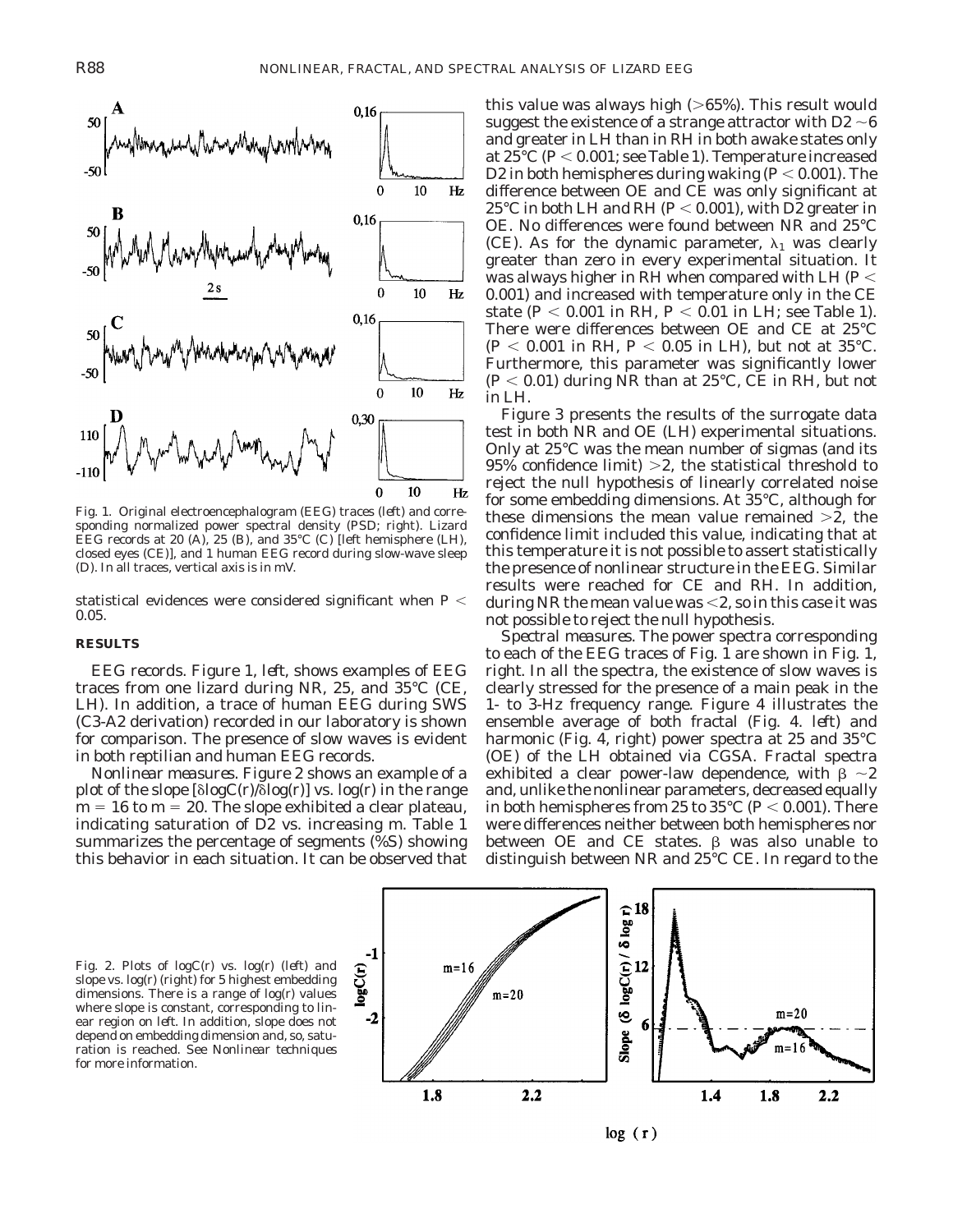Fig. 1. Original electroencephalogram (EEG) traces (*left*) and corresponding normalized power spectral density (PSD; *right*). Lizard EEG records at 20 (*A*), 25 (*B*), and 35°C (*C*) [left hemisphere (LH), closed eyes (CE)], and 1 human EEG record during slow-wave sleep (*D*). In all traces, vertical axis is in mV.

statistical evidences were considered significant when $P < 0.05$.

## RESULTS

*EEG records.* Figure 1, *left*, shows examples of EEG traces from one lizard during NR, 25, and 35°C (CE, LH). In addition, a trace of human EEG during SWS (C3-A2 derivation) recorded in our laboratory is shown for comparison. The presence of slow waves is evident in both reptilian and human EEG records.

*Nonlinear measures.* Figure 2 shows an example of a plot of the slope [$\delta \log C(r)/\delta \log(r)$] vs. $\log(r)$ in the range $m = 16$ to $m = 20$. The slope exhibited a clear plateau, indicating saturation of D2 vs. increasing *m*. Table 1 summarizes the percentage of segments (%S) showing this behavior in each situation. It can be observed that this value was always high (>65%). This result would suggest the existence of a strange attractor with D2 ~6 and greater in LH than in RH in both awake states only at 25°C ($P < 0.001$; see Table 1). Temperature increased D2 in both hemispheres during waking ($P < 0.001$). The difference between OE and CE was only significant at 25°C in both LH and RH ($P < 0.001$), with D2 greater in OE. No differences were found between NR and 25°C (CE). As for the dynamic parameter, $\lambda_1$ was clearly greater than zero in every experimental situation. It was always higher in RH when compared with LH ($P < 0.001$) and increased with temperature only in the CE state ($P < 0.001$ in RH, $P < 0.01$ in LH; see Table 1). There were differences between OE and CE at 25°C ($P < 0.001$ in RH, $P < 0.05$ in LH), but not at 35°C. Furthermore, this parameter was significantly lower ($P < 0.01$) during NR than at 25°C, CE in RH, but not in LH.

Figure 3 presents the results of the surrogate data test in both NR and OE (LH) experimental situations. Only at 25°C was the mean number of sigmas (and its 95% confidence limit) >2, the statistical threshold to reject the null hypothesis of linearly correlated noise for some embedding dimensions. At 35°C, although for these dimensions the mean value remained >2, the confidence limit included this value, indicating that at this temperature it is not possible to assert statistically the presence of nonlinear structure in the EEG. Similar results were reached for CE and RH. In addition, during NR the mean value was <2, so in this case it was not possible to reject the null hypothesis.

*Spectral measures.* The power spectra corresponding to each of the EEG traces of Fig. 1 are shown in Fig. 1, *right*. In all the spectra, the existence of slow waves is clearly stressed for the presence of a main peak in the 1- to 3-Hz frequency range. Figure 4 illustrates the ensemble average of both fractal (Fig. 4. *left*) and harmonic (Fig. 4, *right*) power spectra at 25 and 35°C (OE) of the LH obtained via CGSA. Fractal spectra exhibited a clear power-law dependence, with $\beta$ ~2 and, unlike the nonlinear parameters, decreased equally in both hemispheres from 25 to 35°C ($P < 0.001$). There were differences neither between both hemispheres nor between OE and CE states. $\beta$ was also unable to distinguish between NR and 25°C CE. In regard to the

Fig. 2. Plots of $\log C(r)$ vs. $\log(r)$ (*left*) and slope vs. $\log(r)$ (*right*) for 5 highest embedding dimensions. There is a range of $\log(r)$ values where slope is constant, corresponding to linear region on *left*. In addition, slope does not depend on embedding dimension and, so, saturation is reached. See *Nonlinear techniques* for more information.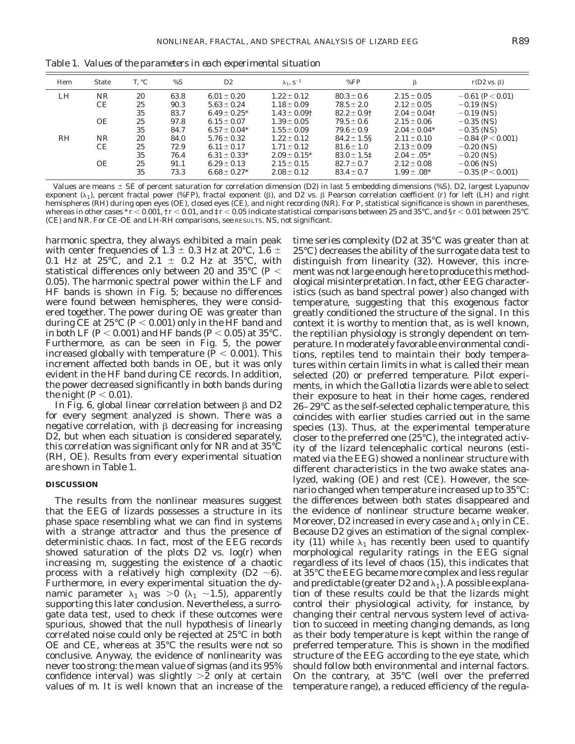Table 1. *Values of the parameters in each experimental situation*

| Hem | State | T, °C | %S | D2 | $\lambda_1$, $s^{-1}$ | %FP | $\beta$ | r(D2 vs. $\beta$) |
|---|---|---|---|---|---|---|---|---|
| LH | NR | 20 | 63.8 | 6.01 ± 0.20 | 1.22 ± 0.12 | 80.3 ± 0.6 | 2.15 ± 0.05 | −0.61 ($P < 0.01$) |
| | CE | 25 | 90.3 | 5.63 ± 0.24 | 1.18 ± 0.09 | 78.5 ± 2.0 | 2.12 ± 0.05 | −0.19 (NS) |
| | | 35 | 83.7 | 6.49 ± 0.25* | 1.43 ± 0.09† | 82.2 ± 0.9† | 2.04 ± 0.04† | −0.19 (NS) |
| | OE | 25 | 97.8 | 6.15 ± 0.07 | 1.39 ± 0.05 | 79.5 ± 0.6 | 2.15 ± 0.06 | −0.35 (NS) |
| | | 35 | 84.7 | 6.57 ± 0.04* | 1.55 ± 0.09 | 79.6 ± 0.9 | 2.04 ± 0.04* | −0.35 (NS) |
| RH | NR | 20 | 84.0 | 5.76 ± 0.32 | 1.22 ± 0.12 | 84.2 ± 1.5§ | 2.11 ± 0.10 | −0.84 ($P < 0.001$) |
| | CE | 25 | 72.9 | 6.11 ± 0.17 | 1.71 ± 0.12 | 81.6 ± 1.0 | 2.13 ± 0.09 | −0.20 (NS) |
| | | 35 | 76.4 | 6.31 ± 0.33* | 2.09 ± 0.15* | 83.0 ± 1.5‡ | 2.04 ± .05* | −0.20 (NS) |
| | OE | 25 | 91.1 | 6.29 ± 0.13 | 2.15 ± 0.15 | 82.7 ± 0.7 | 2.12 ± 0.08 | −0.06 (NS) |
| | | 35 | 73.3 | 6.68 ± 0.27* | 2.08 ± 0.12 | 83.4 ± 0.7 | 1.99 ± .08* | −0.35 ($P < 0.001$) |

Values are means ± SE of percent saturation for correlation dimension (D2) in last 5 embedding dimensions (%S). D2, largest Lyapunov exponent ($\lambda_1$), percent fractal power (%FP), fractal exponent ($\beta$), and D2 vs. $\beta$ Pearson correlation coefficient (r) for left (LH) and right hemispheres (RH) during open eyes (OE), closed eyes (CE), and night recording (NR). For P, statistical significance is shown in parentheses, whereas in other cases * $r < 0.001$, † $r < 0.01$, and ‡ $r < 0.05$ indicate statistical comparisons between 25 and 35°C, and § $r < 0.01$ between 25°C (CE) and NR. For CE-OE and LH-RH comparisons, see RESULTS. NS, not significant.

harmonic spectra, they always exhibited a main peak with center frequencies of 1.3 ± 0.3 Hz at 20°C, 1.6 ± 0.1 Hz at 25°C, and 2.1 ± 0.2 Hz at 35°C, with statistical differences only between 20 and 35°C ($P < 0.05$). The harmonic spectral power within the LF and HF bands is shown in Fig. 5; because no differences were found between hemispheres, they were considered together. The power during OE was greater than during CE at 25°C ($P < 0.001$) only in the HF band and in both LF ($P < 0.001$) and HF bands ($P < 0.05$) at 35°C. Furthermore, as can be seen in Fig. 5, the power increased globally with temperature ($P < 0.001$). This increment affected both bands in OE, but it was only evident in the HF band during CE records. In addition, the power decreased significantly in both bands during the night ($P < 0.01$).

In Fig. 6, global linear correlation between $\beta$ and D2 for every segment analyzed is shown. There was a negative correlation, with $\beta$ decreasing for increasing D2, but when each situation is considered separately, this correlation was significant only for NR and at 35°C (RH, OE). Results from every experimental situation are shown in Table 1.

## DISCUSSION

The results from the nonlinear measures suggest that the EEG of lizards possesses a structure in its phase space resembling what we can find in systems with a strange attractor and thus the presence of deterministic chaos. In fact, most of the EEG records showed saturation of the plots D2 vs. log(r) when increasing m, suggesting the existence of a chaotic process with a relatively high complexity (D2 ~6). Furthermore, in every experimental situation the dynamic parameter $\lambda_1$ was >0 ($\lambda_1$ ~1.5), apparently supporting this later conclusion. Nevertheless, a surrogate data test, used to check if these outcomes were spurious, showed that the null hypothesis of linearly correlated noise could only be rejected at 25°C in both OE and CE, whereas at 35°C the results were not so conclusive. Anyway, the evidence of nonlinearity was never too strong: the mean value of sigmas (and its 95% confidence interval) was slightly >2 only at certain values of m. It is well known that an increase of the time series complexity (D2 at 35°C was greater than at 25°C) decreases the ability of the surrogate data test to distinguish from linearity (32). However, this increment was not large enough here to produce this methodological misinterpretation. In fact, other EEG characteristics (such as band spectral power) also changed with temperature, suggesting that this exogenous factor greatly conditioned the structure of the signal. In this context it is worthy to mention that, as is well known, the reptilian physiology is strongly dependent on temperature. In moderately favorable environmental conditions, reptiles tend to maintain their body temperatures within certain limits in what is called their mean selected (20) or preferred temperature. Pilot experiments, in which the *Gallotia* lizards were able to select their exposure to heat in their home cages, rendered 26–29°C as the self-selected cephalic temperature, this coincides with earlier studies carried out in the same species (13). Thus, at the experimental temperature closer to the preferred one (25°C), the integrated activity of the lizard telencephalic cortical neurons (estimated via the EEG) showed a nonlinear structure with different characteristics in the two awake states analyzed, waking (OE) and rest (CE). However, the scenario changed when temperature increased up to 35°C: the differences between both states disappeared and the evidence of nonlinear structure became weaker. Moreover, D2 increased in every case and $\lambda_1$ only in CE. Because D2 gives an estimation of the signal complexity (11) while $\lambda_1$ has recently been used to quantify morphological regularity ratings in the EEG signal regardless of its level of chaos (15), this indicates that at 35°C the EEG became more complex and less regular and predictable (greater D2 and $\lambda_1$). A possible explanation of these results could be that the lizards might control their physiological activity, for instance, by changing their central nervous system level of activation to succeed in meeting changing demands, as long as their body temperature is kept within the range of preferred temperature. This is shown in the modified structure of the EEG according to the eye state, which should follow both environmental and internal factors. On the contrary, at 35°C (well over the preferred temperature range), a reduced efficiency of the regula-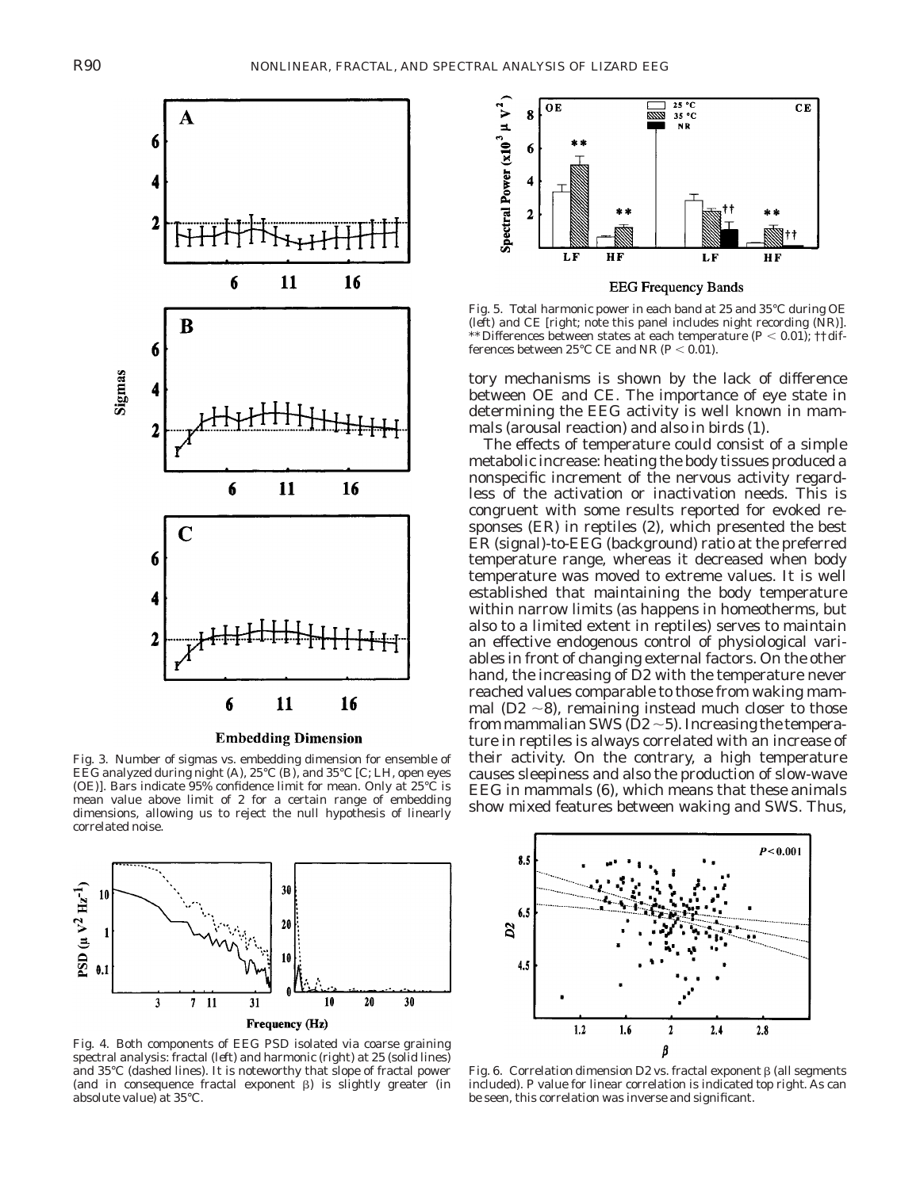Fig. 3. Number of sigmas vs. embedding dimension for ensemble of EEG analyzed during night (A), 25°C (B), and 35°C [C; LH, open eyes (OE)]. Bars indicate 95% confidence limit for mean. Only at 25°C is mean value above limit of 2 for a certain range of embedding dimensions, allowing us to reject the null hypothesis of linearly correlated noise.

Fig. 4. Both components of EEG PSD isolated via coarse graining spectral analysis: fractal (left) and harmonic (right) at 25 (solid lines) and 35°C (dashed lines). It is noteworthy that slope of fractal power (and in consequence fractal exponent $\beta$) is slightly greater (in absolute value) at 35°C.

Fig. 5. Total harmonic power in each band at 25 and 35°C during OE (left) and CE [right; note this panel includes night recording (NR)]. ** Differences between states at each temperature ($P < 0.01$); †† differences between 25°C CE and NR ($P < 0.01$).

tory mechanisms is shown by the lack of difference between OE and CE. The importance of eye state in determining the EEG activity is well known in mammals (arousal reaction) and also in birds (1).

The effects of temperature could consist of a simple metabolic increase: heating the body tissues produced a nonspecific increment of the nervous activity regardless of the activation or inactivation needs. This is congruent with some results reported for evoked responses (ER) in reptiles (2), which presented the best ER (signal)-to-EEG (background) ratio at the preferred temperature range, whereas it decreased when body temperature was moved to extreme values. It is well established that maintaining the body temperature within narrow limits (as happens in homeotherms, but also to a limited extent in reptiles) serves to maintain an effective endogenous control of physiological variables in front of changing external factors. On the other hand, the increasing of D2 with the temperature never reached values comparable to those from waking mammal (D2 ~8), remaining instead much closer to those from mammalian SWS (D2 ~5). Increasing the temperature in reptiles is always correlated with an increase of their activity. On the contrary, a high temperature causes sleepiness and also the production of slow-wave EEG in mammals (6), which means that these animals show mixed features between waking and SWS. Thus,

Fig. 6. Correlation dimension D2 vs. fractal exponent $\beta$ (all segments included). P value for linear correlation is indicated top right. As can be seen, this correlation was inverse and significant.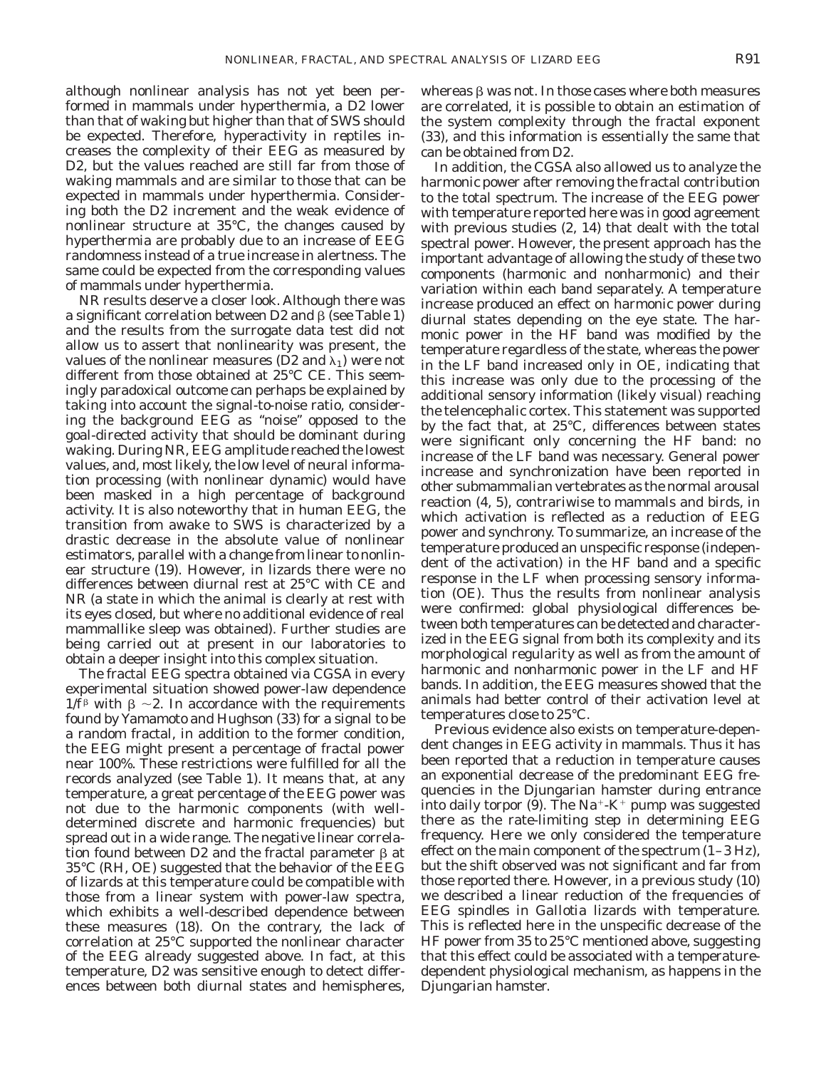although nonlinear analysis has not yet been performed in mammals under hyperthermia, a D2 lower than that of waking but higher than that of SWS should be expected. Therefore, hyperactivity in reptiles increases the complexity of their EEG as measured by D2, but the values reached are still far from those of waking mammals and are similar to those that can be expected in mammals under hyperthermia. Considering both the D2 increment and the weak evidence of nonlinear structure at 35°C, the changes caused by hyperthermia are probably due to an increase of EEG randomness instead of a true increase in alertness. The same could be expected from the corresponding values of mammals under hyperthermia.

NR results deserve a closer look. Although there was a significant correlation between D2 and β (see Table 1) and the results from the surrogate data test did not allow us to assert that nonlinearity was present, the values of the nonlinear measures (D2 and $\lambda_1$) were not different from those obtained at 25°C CE. This seemingly paradoxical outcome can perhaps be explained by taking into account the signal-to-noise ratio, considering the background EEG as "noise" opposed to the goal-directed activity that should be dominant during waking. During NR, EEG amplitude reached the lowest values, and, most likely, the low level of neural information processing (with nonlinear dynamic) would have been masked in a high percentage of background activity. It is also noteworthy that in human EEG, the transition from awake to SWS is characterized by a drastic decrease in the absolute value of nonlinear estimators, parallel with a change from linear to nonlinear structure (19). However, in lizards there were no differences between diurnal rest at 25°C with CE and NR (a state in which the animal is clearly at rest with its eyes closed, but where no additional evidence of real mammallike sleep was obtained). Further studies are being carried out at present in our laboratories to obtain a deeper insight into this complex situation.

The fractal EEG spectra obtained via CGSA in every experimental situation showed power-law dependence $1/f^{\beta}$ with $\beta \sim 2$. In accordance with the requirements found by Yamamoto and Hughson (33) for a signal to be a random fractal, in addition to the former condition, the EEG might present a percentage of fractal power near 100%. These restrictions were fulfilled for all the records analyzed (see Table 1). It means that, at any temperature, a great percentage of the EEG power was not due to the harmonic components (with well-determined discrete and harmonic frequencies) but spread out in a wide range. The negative linear correlation found between D2 and the fractal parameter β at 35°C (RH, OE) suggested that the behavior of the EEG of lizards at this temperature could be compatible with those from a linear system with power-law spectra, which exhibits a well-described dependence between these measures (18). On the contrary, the lack of correlation at 25°C supported the nonlinear character of the EEG already suggested above. In fact, at this temperature, D2 was sensitive enough to detect differences between both diurnal states and hemispheres, whereas β was not. In those cases where both measures are correlated, it is possible to obtain an estimation of the system complexity through the fractal exponent (33), and this information is essentially the same that can be obtained from D2.

In addition, the CGSA also allowed us to analyze the harmonic power after removing the fractal contribution to the total spectrum. The increase of the EEG power with temperature reported here was in good agreement with previous studies (2, 14) that dealt with the total spectral power. However, the present approach has the important advantage of allowing the study of these two components (harmonic and nonharmonic) and their variation within each band separately. A temperature increase produced an effect on harmonic power during diurnal states depending on the eye state. The harmonic power in the HF band was modified by the temperature regardless of the state, whereas the power in the LF band increased only in OE, indicating that this increase was only due to the processing of the additional sensory information (likely visual) reaching the telencephalic cortex. This statement was supported by the fact that, at 25°C, differences between states were significant only concerning the HF band: no increase of the LF band was necessary. General power increase and synchronization have been reported in other submammalian vertebrates as the normal arousal reaction (4, 5), contrariwise to mammals and birds, in which activation is reflected as a reduction of EEG power and synchrony. To summarize, an increase of the temperature produced an unspecific response (independent of the activation) in the HF band and a specific response in the LF when processing sensory information (OE). Thus the results from nonlinear analysis were confirmed: global physiological differences between both temperatures can be detected and characterized in the EEG signal from both its complexity and its morphological regularity as well as from the amount of harmonic and nonharmonic power in the LF and HF bands. In addition, the EEG measures showed that the animals had better control of their activation level at temperatures close to 25°C.

Previous evidence also exists on temperature-dependent changes in EEG activity in mammals. Thus it has been reported that a reduction in temperature causes an exponential decrease of the predominant EEG frequencies in the Djungarian hamster during entrance into daily torpor (9). The $Na^{+}$-$K^{+}$ pump was suggested there as the rate-limiting step in determining EEG frequency. Here we only considered the temperature effect on the main component of the spectrum (1–3 Hz), but the shift observed was not significant and far from those reported there. However, in a previous study (10) we described a linear reduction of the frequencies of EEG spindles in *Gallotia* lizards with temperature. This is reflected here in the unspecific decrease of the HF power from 35 to 25°C mentioned above, suggesting that this effect could be associated with a temperature-dependent physiological mechanism, as happens in the Djungarian hamster.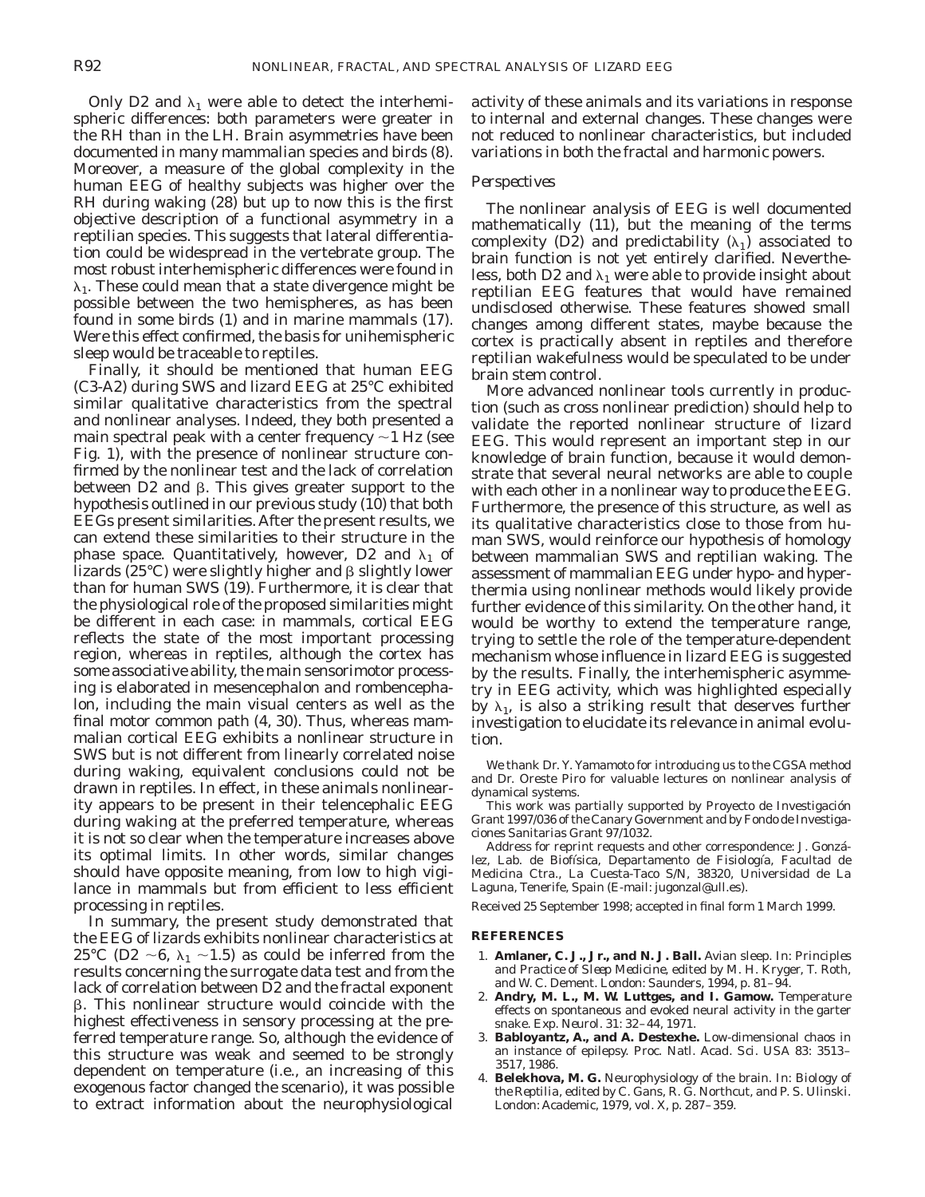Only D2 and $\lambda_1$ were able to detect the interhemispheric differences: both parameters were greater in the RH than in the LH. Brain asymmetries have been documented in many mammalian species and birds (8). Moreover, a measure of the global complexity in the human EEG of healthy subjects was higher over the RH during waking (28) but up to now this is the first objective description of a functional asymmetry in a reptilian species. This suggests that lateral differentiation could be widespread in the vertebrate group. The most robust interhemispheric differences were found in $\lambda_1$. These could mean that a state divergence might be possible between the two hemispheres, as has been found in some birds (1) and in marine mammals (17). Were this effect confirmed, the basis for unihemispheric sleep would be traceable to reptiles.

Finally, it should be mentioned that human EEG (C3-A2) during SWS and lizard EEG at 25°C exhibited similar qualitative characteristics from the spectral and nonlinear analyses. Indeed, they both presented a main spectral peak with a center frequency ~1 Hz (see Fig. 1), with the presence of nonlinear structure confirmed by the nonlinear test and the lack of correlation between D2 and $\beta$. This gives greater support to the hypothesis outlined in our previous study (10) that both EEGs present similarities. After the present results, we can extend these similarities to their structure in the phase space. Quantitatively, however, D2 and $\lambda_1$ of lizards (25°C) were slightly higher and $\beta$ slightly lower than for human SWS (19). Furthermore, it is clear that the physiological role of the proposed similarities might be different in each case: in mammals, cortical EEG reflects the state of the most important processing region, whereas in reptiles, although the cortex has some associative ability, the main sensorimotor processing is elaborated in mesencephalon and rombencephalon, including the main visual centers as well as the final motor common path (4, 30). Thus, whereas mammalian cortical EEG exhibits a nonlinear structure in SWS but is not different from linearly correlated noise during waking, equivalent conclusions could not be drawn in reptiles. In effect, in these animals nonlinearity appears to be present in their telencephalic EEG during waking at the preferred temperature, whereas it is not so clear when the temperature increases above its optimal limits. In other words, similar changes should have opposite meaning, from low to high vigilance in mammals but from efficient to less efficient processing in reptiles.

In summary, the present study demonstrated that the EEG of lizards exhibits nonlinear characteristics at 25°C (D2 ~6, $\lambda_1$ ~1.5) as could be inferred from the results concerning the surrogate data test and from the lack of correlation between D2 and the fractal exponent $\beta$. This nonlinear structure would coincide with the highest effectiveness in sensory processing at the preferred temperature range. So, although the evidence of this structure was weak and seemed to be strongly dependent on temperature (i.e., an increasing of this exogenous factor changed the scenario), it was possible to extract information about the neurophysiological activity of these animals and its variations in response to internal and external changes. These changes were not reduced to nonlinear characteristics, but included variations in both the fractal and harmonic powers.

### *Perspectives*

The nonlinear analysis of EEG is well documented mathematically (11), but the meaning of the terms complexity (D2) and predictability ($\lambda_1$) associated to brain function is not yet entirely clarified. Nevertheless, both D2 and $\lambda_1$ were able to provide insight about reptilian EEG features that would have remained undisclosed otherwise. These features showed small changes among different states, maybe because the cortex is practically absent in reptiles and therefore reptilian wakefulness would be speculated to be under brain stem control.

More advanced nonlinear tools currently in production (such as cross nonlinear prediction) should help to validate the reported nonlinear structure of lizard EEG. This would represent an important step in our knowledge of brain function, because it would demonstrate that several neural networks are able to couple with each other in a nonlinear way to produce the EEG. Furthermore, the presence of this structure, as well as its qualitative characteristics close to those from human SWS, would reinforce our hypothesis of homology between mammalian SWS and reptilian waking. The assessment of mammalian EEG under hypo- and hyperthermia using nonlinear methods would likely provide further evidence of this similarity. On the other hand, it would be worthy to extend the temperature range, trying to settle the role of the temperature-dependent mechanism whose influence in lizard EEG is suggested by the results. Finally, the interhemispheric asymmetry in EEG activity, which was highlighted especially by $\lambda_1$, is also a striking result that deserves further investigation to elucidate its relevance in animal evolution.

We thank Dr. Y. Yamamoto for introducing us to the CGSA method and Dr. Oreste Piro for valuable lectures on nonlinear analysis of dynamical systems.

This work was partially supported by Proyecto de Investigación Grant 1997/036 of the Canary Government and by Fondo de Investigaciones Sanitarias Grant 97/1032.

Address for reprint requests and other correspondence: J. González, Lab. de Biofísica, Departamento de Fisiología, Facultad de Medicina Ctra., La Cuesta-Taco S/N, 38320, Universidad de La Laguna, Tenerife, Spain (E-mail: jugonzal@ull.es).

*Received 25 September 1998; accepted in final form 1 March 1999.*

## REFERENCES

1. **Amlaner, C. J., Jr., and N. J. Ball.** Avian sleep. In: *Principles and Practice of Sleep Medicine*, edited by M. H. Kryger, T. Roth, and W. C. Dement. London: Saunders, 1994, p. 81–94.
2. **Andry, M. L., M. W. Luttges, and I. Gamow.** Temperature effects on spontaneous and evoked neural activity in the garter snake. *Exp. Neurol.* 31: 32–44, 1971.
3. **Babloyantz, A., and A. Destexhe.** Low-dimensional chaos in an instance of epilepsy. *Proc. Natl. Acad. Sci. USA* 83: 3513–3517, 1986.
4. **Belekhova, M. G.** Neurophysiology of the brain. In: *Biology of the Reptilia*, edited by C. Gans, R. G. Northcut, and P. S. Ulinski. London: Academic, 1979, vol. X, p. 287–359.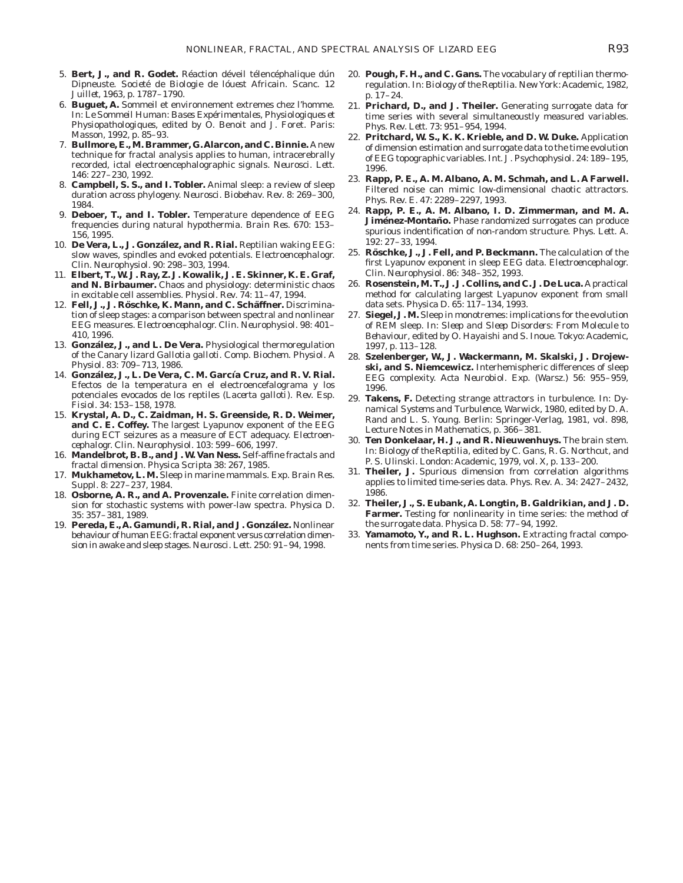5. **Bert, J., and R. Godet.** Réaction déveil télencéphalique dún Dipneuste. Societé de Biologie de lóuest Africain. Scanc. 12 *Juillet*, 1963, p. 1787–1790.
6. **Buguet, A.** Sommeil et environnement extremes chez l'homme. In: *Le Sommeil Human: Bases Expérimentales, Physiologiques et Physiopathologiques*, edited by O. Benoit and J. Foret. Paris: Masson, 1992, p. 85–93.
7. **Bullmore, E., M. Brammer, G. Alarcon, and C. Binnie.** A new technique for fractal analysis applies to human, intracerebrally recorded, ictal electroencephalographic signals. *Neurosci. Lett.* 146: 227–230, 1992.
8. **Campbell, S. S., and I. Tobler.** Animal sleep: a review of sleep duration across phylogeny. *Neurosci. Biobehav. Rev.* 8: 269–300, 1984.
9. **Deboer, T., and I. Tobler.** Temperature dependence of EEG frequencies during natural hypothermia. *Brain Res.* 670: 153–156, 1995.
10. **De Vera, L., J. González, and R. Rial.** Reptilian waking EEG: slow waves, spindles and evoked potentials. *Electroencephalogr. Clin. Neurophysiol.* 90: 298–303, 1994.
11. **Elbert, T., W. J. Ray, Z. J. Kowalik, J. E. Skinner, K. E. Graf, and N. Birbaumer.** Chaos and physiology: deterministic chaos in excitable cell assemblies. *Physiol. Rev.* 74: 11–47, 1994.
12. **Fell, J., J. Röschke, K. Mann, and C. Schäffner.** Discrimination of sleep stages: a comparison between spectral and nonlinear EEG measures. *Electroencephalogr. Clin. Neurophysiol.* 98: 401–410, 1996.
13. **González, J., and L. De Vera.** Physiological thermoregulation of the Canary lizard *Gallotia galloti*. *Comp. Biochem. Physiol. A Physiol.* 83: 709–713, 1986.
14. **González, J., L. De Vera, C. M. García Cruz, and R. V. Rial.** Efectos de la temperatura en el electroencefalograma y los potenciales evocados de los reptiles (*Lacerta galloti*). *Rev. Esp. Fisiol.* 34: 153–158, 1978.
15. **Krystal, A. D., C. Zaidman, H. S. Greenside, R. D. Weimer, and C. E. Coffey.** The largest Lyapunov exponent of the EEG during ECT seizures as a measure of ECT adequacy. *Electroencephalogr. Clin. Neurophysiol.* 103: 599–606, 1997.
16. **Mandelbrot, B. B., and J. W. Van Ness.** Self-affine fractals and fractal dimension. *Physica Scripta* 38: 267, 1985.
17. **Mukhametov, L. M.** Sleep in marine mammals. *Exp. Brain Res. Suppl.* 8: 227–237, 1984.
18. **Osborne, A. R., and A. Provenzale.** Finite correlation dimension for stochastic systems with power-law spectra. *Physica D.* 35: 357–381, 1989.
19. **Pereda, E., A. Gamundi, R. Rial, and J. González.** Nonlinear behaviour of human EEG: fractal exponent versus correlation dimension in awake and sleep stages. *Neurosci. Lett.* 250: 91–94, 1998.
20. **Pough, F. H., and C. Gans.** The vocabulary of reptilian thermoregulation. In: *Biology of the Reptilia*. New York: Academic, 1982, p. 17–24.
21. **Prichard, D., and J. Theiler.** Generating surrogate data for time series with several simultaneoustly measured variables. *Phys. Rev. Lett.* 73: 951–954, 1994.
22. **Pritchard, W. S., K. K. Krieble, and D. W. Duke.** Application of dimension estimation and surrogate data to the time evolution of EEG topographic variables. *Int. J. Psychophysiol.* 24: 189–195, 1996.
23. **Rapp, P. E., A. M. Albano, A. M. Schmah, and L. A Farwell.** Filtered noise can mimic low-dimensional chaotic attractors. *Phys. Rev. E.* 47: 2289–2297, 1993.
24. **Rapp, P. E., A. M. Albano, I. D. Zimmerman, and M. A. Jiménez-Montaño.** Phase randomized surrogates can produce spurious indentification of non-random structure. *Phys. Lett. A.* 192: 27–33, 1994.
25. **Röschke, J., J. Fell, and P. Beckmann.** The calculation of the first Lyapunov exponent in sleep EEG data. *Electroencephalogr. Clin. Neurophysiol.* 86: 348–352, 1993.
26. **Rosenstein, M. T., J. J. Collins, and C. J. De Luca.** A practical method for calculating largest Lyapunov exponent from small data sets. *Physica D.* 65: 117–134, 1993.
27. **Siegel, J. M.** Sleep in monotremes: implications for the evolution of REM sleep. In: *Sleep and Sleep Disorders: From Molecule to Behaviour*, edited by O. Hayaishi and S. Inoue. Tokyo: Academic, 1997, p. 113–128.
28. **Szelenberger, W., J. Wackermann, M. Skalski, J. Drojewski, and S. Niemcewicz.** Interhemispheric differences of sleep EEG complexity. *Acta Neurobiol. Exp. (Warsz.)* 56: 955–959, 1996.
29. **Takens, F.** Detecting strange attractors in turbulence. In: *Dynamical Systems and Turbulence*, Warwick, 1980, edited by D. A. Rand and L. S. Young. Berlin: Springer-Verlag, 1981, vol. 898, *Lecture Notes in Mathematics*, p. 366–381.
30. **Ten Donkelaar, H. J., and R. Nieuwenhuys.** The brain stem. In: *Biology of the Reptilia*, edited by C. Gans, R. G. Northcut, and P. S. Ulinski. London: Academic, 1979, vol. X, p. 133–200.
31. **Theiler, J.** Spurious dimension from correlation algorithms applies to limited time-series data. *Phys. Rev. A.* 34: 2427–2432, 1986.
32. **Theiler, J., S. Eubank, A. Longtin, B. Galdrikian, and J. D. Farmer.** Testing for nonlinearity in time series: the method of the surrogate data. *Physica D.* 58: 77–94, 1992.
33. **Yamamoto, Y., and R. L. Hughson.** Extracting fractal components from time series. *Physica D.* 68: 250–264, 1993.